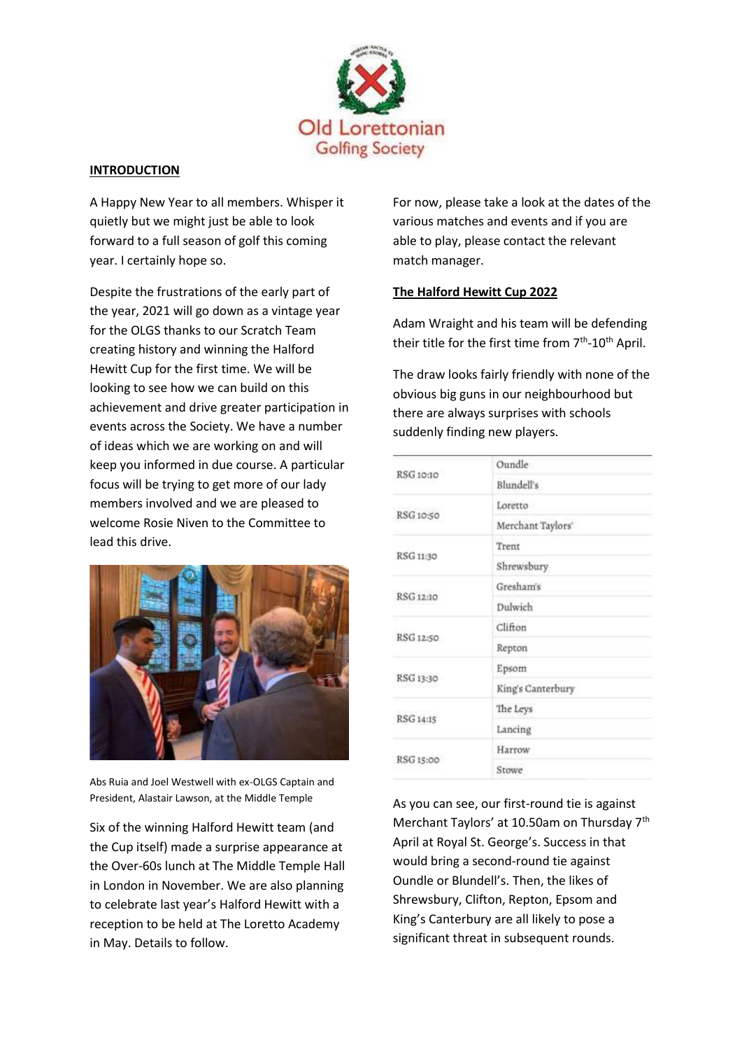Old Lorettonian Golfing Society

**INTRODUCTION**

A Happy New Year to all members. Whisper it quietly but we might just be able to look forward to a full season of golf this coming year. I certainly hope so.

Despite the frustrations of the early part of the year, 2021 will go down as a vintage year for the OLGS thanks to our Scratch Team creating history and winning the Halford Hewitt Cup for the first time. We will be looking to see how we can build on this achievement and drive greater participation in events across the Society. We have a number of ideas which we are working on and will keep you informed in due course. A particular focus will be trying to get more of our lady members involved and we are pleased to welcome Rosie Niven to the Committee to lead this drive.

Abs Ruia and Joel Westwell with ex-OLGS Captain and President, Alastair Lawson, at the Middle Temple

Six of the winning Halford Hewitt team (and the Cup itself) made a surprise appearance at the Over-60s lunch at The Middle Temple Hall in London in November. We are also planning to celebrate last year's Halford Hewitt with a reception to be held at The Loretto Academy in May. Details to follow.

For now, please take a look at the dates of the various matches and events and if you are able to play, please contact the relevant match manager.

**The Halford Hewitt Cup 2022**

Adam Wraight and his team will be defending their title for the first time from 7th-10th April.

The draw looks fairly friendly with none of the obvious big guns in our neighbourhood but there are always surprises with schools suddenly finding new players.

| | |
|---|---|
| RSG 10:10 | Oundle |
| | Blundell's |
| RSG 10:50 | Loretto |
| | Merchant Taylors' |
| RSG 11:30 | Trent |
| | Shrewsbury |
| RSG 12:10 | Gresham's |
| | Dulwich |
| RSG 12:50 | Clifton |
| | Repton |
| RSG 13:30 | Epsom |
| | King's Canterbury |
| RSG 14:15 | The Leys |
| | Lancing |
| RSG 15:00 | Harrow |
| | Stowe |

As you can see, our first-round tie is against Merchant Taylors' at 10.50am on Thursday 7th April at Royal St. George's. Success in that would bring a second-round tie against Oundle or Blundell's. Then, the likes of Shrewsbury, Clifton, Repton, Epsom and King's Canterbury are all likely to pose a significant threat in subsequent rounds.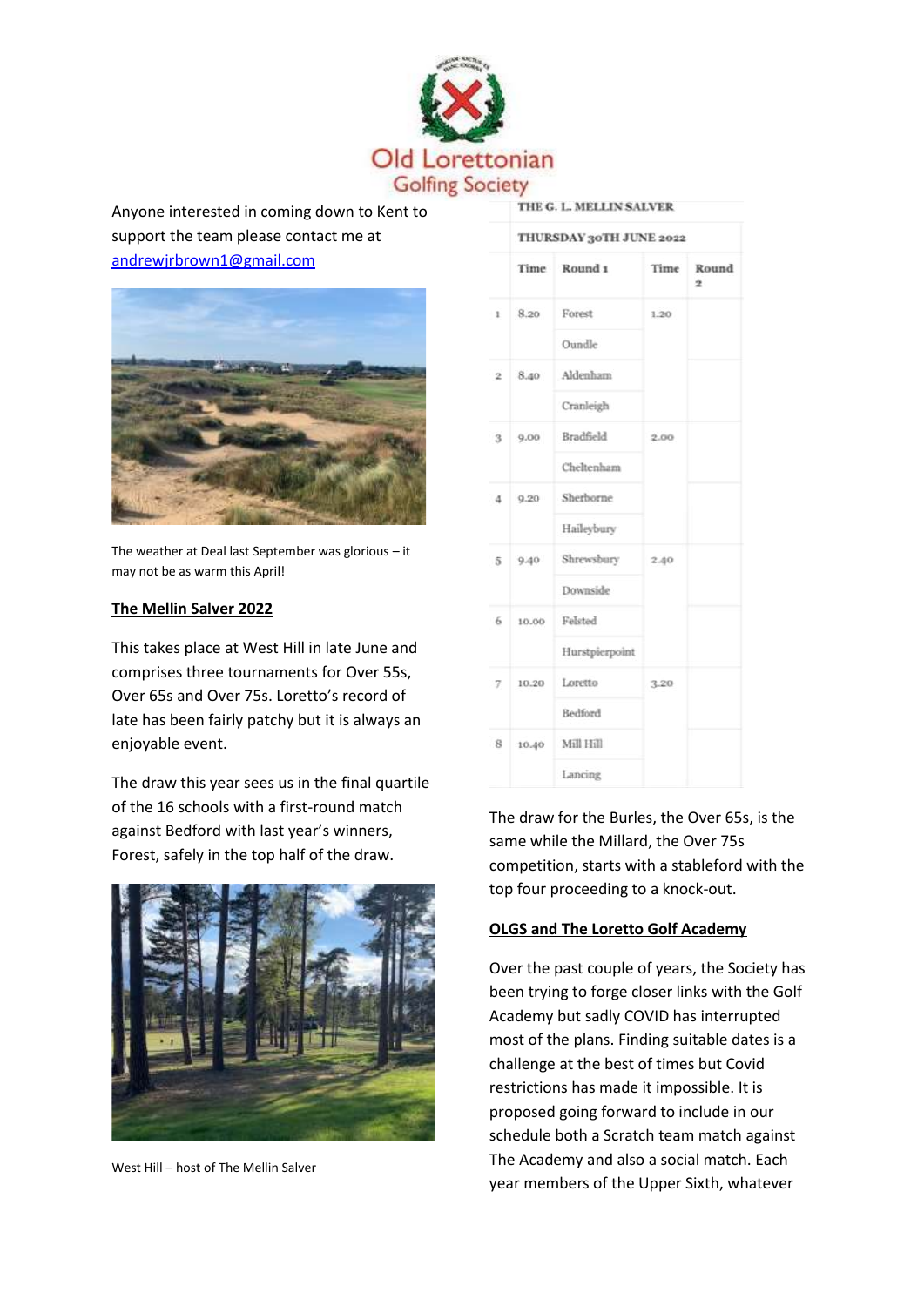Old Lorettonian Golfing Society

Anyone interested in coming down to Kent to support the team please contact me at andrewjrbrown1@gmail.com

The weather at Deal last September was glorious – it may not be as warm this April!

**The Mellin Salver 2022**

This takes place at West Hill in late June and comprises three tournaments for Over 55s, Over 65s and Over 75s. Loretto's record of late has been fairly patchy but it is always an enjoyable event.

The draw this year sees us in the final quartile of the 16 schools with a first-round match against Bedford with last year's winners, Forest, safely in the top half of the draw.

West Hill – host of The Mellin Salver

| THE G. L. MELLIN SALVER | | | | |
|---|---|---|---|---|
| THURSDAY 30TH JUNE 2022 | | | | |
| | Time | Round 1 | Time | Round 2 |
| 1 | 8.20 | Forest | 1.20 | |
| | | Oundle | | |
| 2 | 8.40 | Aldenham | | |
| | | Cranleigh | | |
| 3 | 9.00 | Bradfield | 2.00 | |
| | | Cheltenham | | |
| 4 | 9.20 | Sherborne | | |
| | | Haileybury | | |
| 5 | 9.40 | Shrewsbury | 2.40 | |
| | | Downside | | |
| 6 | 10.00 | Felsted | | |
| | | Hurstpierpoint | | |
| 7 | 10.20 | Loretto | 3.20 | |
| | | Bedford | | |
| 8 | 10.40 | Mill Hill | | |
| | | Lancing | | |

The draw for the Burles, the Over 65s, is the same while the Millard, the Over 75s competition, starts with a stableford with the top four proceeding to a knock-out.

**OLGS and The Loretto Golf Academy**

Over the past couple of years, the Society has been trying to forge closer links with the Golf Academy but sadly COVID has interrupted most of the plans. Finding suitable dates is a challenge at the best of times but Covid restrictions has made it impossible. It is proposed going forward to include in our schedule both a Scratch team match against The Academy and also a social match. Each year members of the Upper Sixth, whatever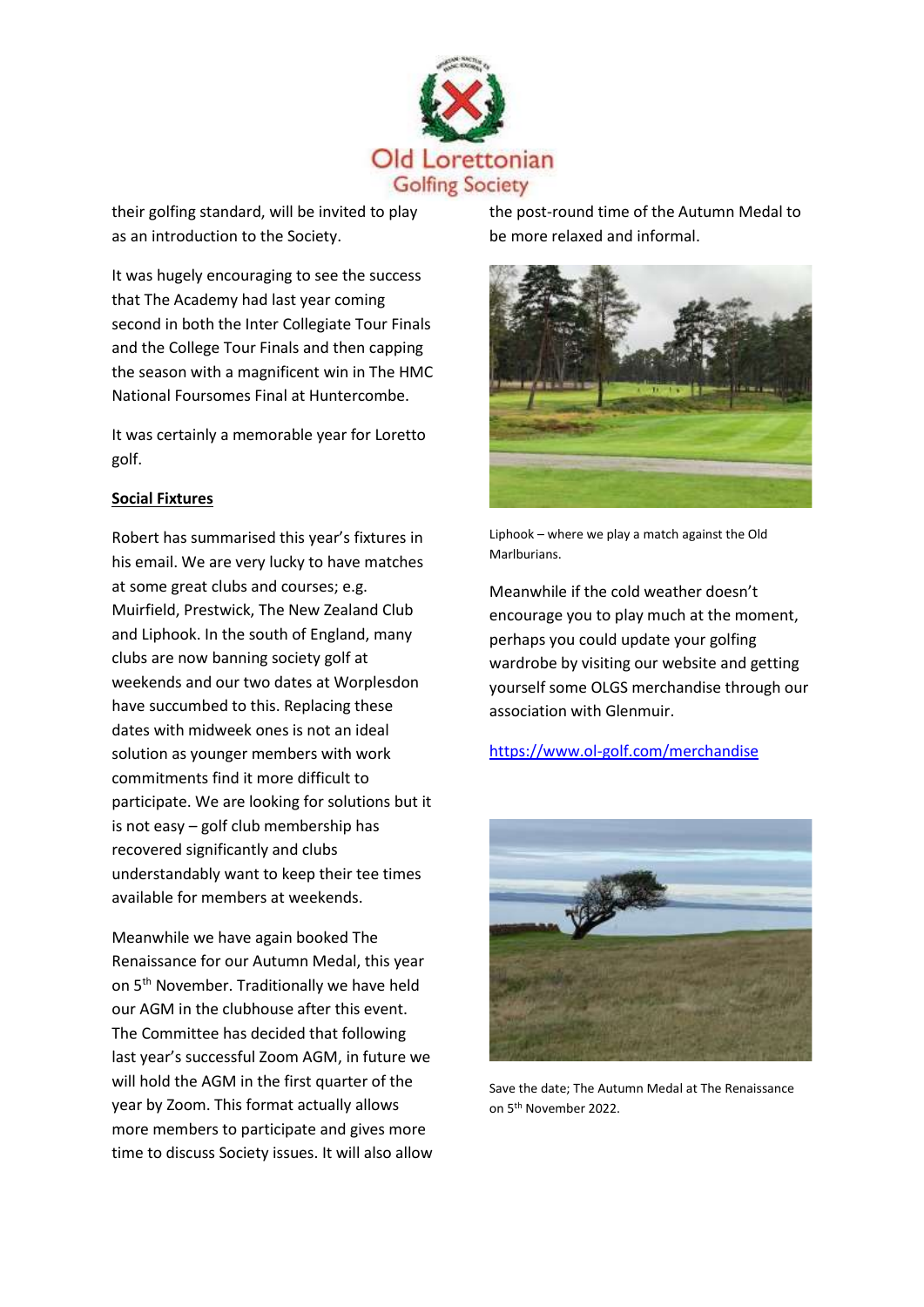their golfing standard, will be invited to play as an introduction to the Society.

It was hugely encouraging to see the success that The Academy had last year coming second in both the Inter Collegiate Tour Finals and the College Tour Finals and then capping the season with a magnificent win in The HMC National Foursomes Final at Huntercombe.

It was certainly a memorable year for Loretto golf.

**Social Fixtures**

Robert has summarised this year's fixtures in his email. We are very lucky to have matches at some great clubs and courses; e.g. Muirfield, Prestwick, The New Zealand Club and Liphook. In the south of England, many clubs are now banning society golf at weekends and our two dates at Worplesdon have succumbed to this. Replacing these dates with midweek ones is not an ideal solution as younger members with work commitments find it more difficult to participate. We are looking for solutions but it is not easy – golf club membership has recovered significantly and clubs understandably want to keep their tee times available for members at weekends.

Meanwhile we have again booked The Renaissance for our Autumn Medal, this year on 5th November. Traditionally we have held our AGM in the clubhouse after this event. The Committee has decided that following last year's successful Zoom AGM, in future we will hold the AGM in the first quarter of the year by Zoom. This format actually allows more members to participate and gives more time to discuss Society issues. It will also allow the post-round time of the Autumn Medal to be more relaxed and informal.

Liphook – where we play a match against the Old Marlburians.

Meanwhile if the cold weather doesn't encourage you to play much at the moment, perhaps you could update your golfing wardrobe by visiting our website and getting yourself some OLGS merchandise through our association with Glenmuir.

https://www.ol-golf.com/merchandise

Save the date; The Autumn Medal at The Renaissance on 5th November 2022.